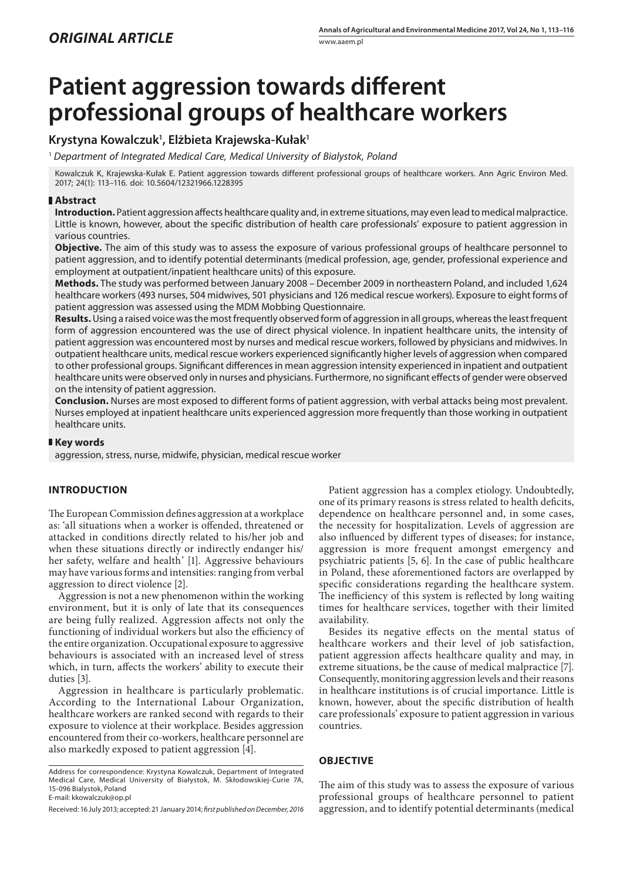*ORIGINAL ARTICLE*

# Patient aggression towards different professional groups of healthcare workers

**Krystyna Kowalczuk[1], Elżbieta Krajewska-Kułak[1]**

[1] *Department of Integrated Medical Care, Medical University of Bialystok, Poland*

Kowalczuk K, Krajewska-Kułak E. Patient aggression towards different professional groups of healthcare workers. Ann Agric Environ Med. 2017; 24(1): 113–116. doi: 10.5604/12321966.1228395

## Abstract

**Introduction.** Patient aggression affects healthcare quality and, in extreme situations, may even lead to medical malpractice. Little is known, however, about the specific distribution of health care professionals' exposure to patient aggression in various countries.

**Objective.** The aim of this study was to assess the exposure of various professional groups of healthcare personnel to patient aggression, and to identify potential determinants (medical profession, age, gender, professional experience and employment at outpatient/inpatient healthcare units) of this exposure.

**Methods.** The study was performed between January 2008 – December 2009 in northeastern Poland, and included 1,624 healthcare workers (493 nurses, 504 midwives, 501 physicians and 126 medical rescue workers). Exposure to eight forms of patient aggression was assessed using the MDM Mobbing Questionnaire.

**Results.** Using a raised voice was the most frequently observed form of aggression in all groups, whereas the least frequent form of aggression encountered was the use of direct physical violence. In inpatient healthcare units, the intensity of patient aggression was encountered most by nurses and medical rescue workers, followed by physicians and midwives. In outpatient healthcare units, medical rescue workers experienced significantly higher levels of aggression when compared to other professional groups. Significant differences in mean aggression intensity experienced in inpatient and outpatient healthcare units were observed only in nurses and physicians. Furthermore, no significant effects of gender were observed on the intensity of patient aggression.

**Conclusion.** Nurses are most exposed to different forms of patient aggression, with verbal attacks being most prevalent. Nurses employed at inpatient healthcare units experienced aggression more frequently than those working in outpatient healthcare units.

## Key words

aggression, stress, nurse, midwife, physician, medical rescue worker

## INTRODUCTION

The European Commission defines aggression at a workplace as: 'all situations when a worker is offended, threatened or attacked in conditions directly related to his/her job and when these situations directly or indirectly endanger his/her safety, welfare and health' [1]. Aggressive behaviours may have various forms and intensities: ranging from verbal aggression to direct violence [2].

Aggression is not a new phenomenon within the working environment, but it is only of late that its consequences are being fully realized. Aggression affects not only the functioning of individual workers but also the efficiency of the entire organization. Occupational exposure to aggressive behaviours is associated with an increased level of stress which, in turn, affects the workers' ability to execute their duties [3].

Aggression in healthcare is particularly problematic. According to the International Labour Organization, healthcare workers are ranked second with regards to their exposure to violence at their workplace. Besides aggression encountered from their co-workers, healthcare personnel are also markedly exposed to patient aggression [4].

Address for correspondence: Krystyna Kowalczuk, Department of Integrated Medical Care, Medical University of Białystok, M. Skłodowskiej-Curie 7A, 15-096 Bialystok, Poland
E-mail: kkowalczuk@op.pl

Received: 16 July 2013; accepted: 21 January 2014; *first published on December, 2016*

Patient aggression has a complex etiology. Undoubtedly, one of its primary reasons is stress related to health deficits, dependence on healthcare personnel and, in some cases, the necessity for hospitalization. Levels of aggression are also influenced by different types of diseases; for instance, aggression is more frequent amongst emergency and psychiatric patients [5, 6]. In the case of public healthcare in Poland, these aforementioned factors are overlapped by specific considerations regarding the healthcare system. The inefficiency of this system is reflected by long waiting times for healthcare services, together with their limited availability.

Besides its negative effects on the mental status of healthcare workers and their level of job satisfaction, patient aggression affects healthcare quality and may, in extreme situations, be the cause of medical malpractice [7]. Consequently, monitoring aggression levels and their reasons in healthcare institutions is of crucial importance. Little is known, however, about the specific distribution of health care professionals' exposure to patient aggression in various countries.

## OBJECTIVE

The aim of this study was to assess the exposure of various professional groups of healthcare personnel to patient aggression, and to identify potential determinants (medical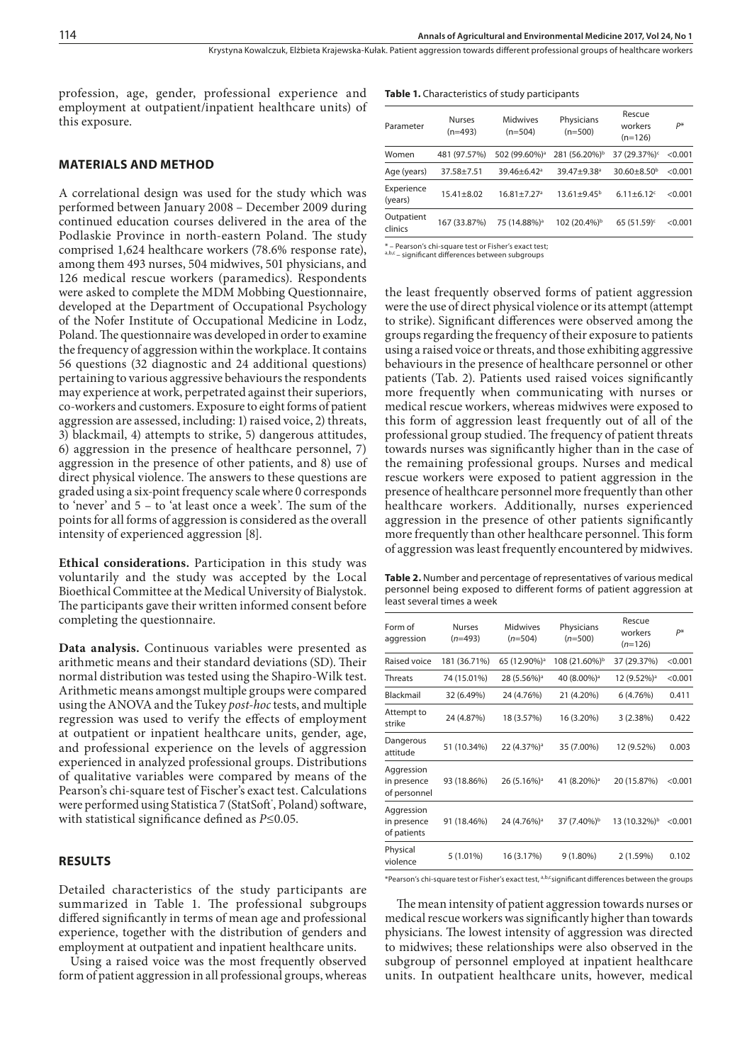profession, age, gender, professional experience and employment at outpatient/inpatient healthcare units) of this exposure.

## MATERIALS AND METHOD

A correlational design was used for the study which was performed between January 2008 – December 2009 during continued education courses delivered in the area of the Podlaskie Province in north-eastern Poland. The study comprised 1,624 healthcare workers (78.6% response rate), among them 493 nurses, 504 midwives, 501 physicians, and 126 medical rescue workers (paramedics). Respondents were asked to complete the MDM Mobbing Questionnaire, developed at the Department of Occupational Psychology of the Nofer Institute of Occupational Medicine in Lodz, Poland. The questionnaire was developed in order to examine the frequency of aggression within the workplace. It contains 56 questions (32 diagnostic and 24 additional questions) pertaining to various aggressive behaviours the respondents may experience at work, perpetrated against their superiors, co-workers and customers. Exposure to eight forms of patient aggression are assessed, including: 1) raised voice, 2) threats, 3) blackmail, 4) attempts to strike, 5) dangerous attitudes, 6) aggression in the presence of healthcare personnel, 7) aggression in the presence of other patients, and 8) use of direct physical violence. The answers to these questions are graded using a six-point frequency scale where 0 corresponds to 'never' and 5 – to 'at least once a week'. The sum of the points for all forms of aggression is considered as the overall intensity of experienced aggression [8].

**Ethical considerations.** Participation in this study was voluntarily and the study was accepted by the Local Bioethical Committee at the Medical University of Bialystok. The participants gave their written informed consent before completing the questionnaire.

**Data analysis.** Continuous variables were presented as arithmetic means and their standard deviations (SD). Their normal distribution was tested using the Shapiro-Wilk test. Arithmetic means amongst multiple groups were compared using the ANOVA and the Tukey *post-hoc* tests, and multiple regression was used to verify the effects of employment at outpatient or inpatient healthcare units, gender, age, and professional experience on the levels of aggression experienced in analyzed professional groups. Distributions of qualitative variables were compared by means of the Pearson's chi-square test of Fischer's exact test. Calculations were performed using Statistica 7 (StatSoft®, Poland) software, with statistical significance defined as $P \leq 0.05$.

## RESULTS

Detailed characteristics of the study participants are summarized in Table 1. The professional subgroups differed significantly in terms of mean age and professional experience, together with the distribution of genders and employment at outpatient and inpatient healthcare units.

Using a raised voice was the most frequently observed form of patient aggression in all professional groups, whereas the least frequently observed forms of patient aggression were the use of direct physical violence or its attempt (attempt to strike). Significant differences were observed among the groups regarding the frequency of their exposure to patients using a raised voice or threats, and those exhibiting aggressive behaviours in the presence of healthcare personnel or other patients (Tab. 2). Patients used raised voices significantly more frequently when communicating with nurses or medical rescue workers, whereas midwives were exposed to this form of aggression least frequently out of all of the professional group studied. The frequency of patient threats towards nurses was significantly higher than in the case of the remaining professional groups. Nurses and medical rescue workers were exposed to patient aggression in the presence of healthcare personnel more frequently than other healthcare workers. Additionally, nurses experienced aggression in the presence of other patients significantly more frequently than other healthcare personnel. This form of aggression was least frequently encountered by midwives.

**Table 1.** Characteristics of study participants

| Parameter | Nurses (n=493) | Midwives (n=504) | Physicians (n=500) | Rescue workers (n=126) | P* |
|---|---|---|---|---|---|
| Women | 481 (97.57%) | 502 (99.60%)[a] | 281 (56.20%)[b] | 37 (29.37%)[c] | <0.001 |
| Age (years) | 37.58±7.51 | 39.46±6.42[a] | 39.47±9.38[a] | 30.60±8.50[b] | <0.001 |
| Experience (years) | 15.41±8.02 | 16.81±7.27[a] | 13.61±9.45[b] | 6.11±6.12[c] | <0.001 |
| Outpatient clinics | 167 (33.87%) | 75 (14.88%)[a] | 102 (20.4%)[b] | 65 (51.59)[c] | <0.001 |

\* – Pearson's chi-square test or Fisher's exact test;
[a,b,c] – significant differences between subgroups

**Table 2.** Number and percentage of representatives of various medical personnel being exposed to different forms of patient aggression at least several times a week

| Form of aggression | Nurses (n=493) | Midwives (n=504) | Physicians (n=500) | Rescue workers (n=126) | P* |
|---|---|---|---|---|---|
| Raised voice | 181 (36.71%) | 65 (12.90%)[a] | 108 (21.60%)[b] | 37 (29.37%) | <0.001 |
| Threats | 74 (15.01%) | 28 (5.56%)[a] | 40 (8.00%)[a] | 12 (9.52%)[a] | <0.001 |
| Blackmail | 32 (6.49%) | 24 (4.76%) | 21 (4.20%) | 6 (4.76%) | 0.411 |
| Attempt to strike | 24 (4.87%) | 18 (3.57%) | 16 (3.20%) | 3 (2.38%) | 0.422 |
| Dangerous attitude | 51 (10.34%) | 22 (4.37%)[a] | 35 (7.00%) | 12 (9.52%) | 0.003 |
| Aggression in presence of personnel | 93 (18.86%) | 26 (5.16%)[a] | 41 (8.20%)[a] | 20 (15.87%) | <0.001 |
| Aggression in presence of patients | 91 (18.46%) | 24 (4.76%)[a] | 37 (7.40%)[b] | 13 (10.32%)[b] | <0.001 |
| Physical violence | 5 (1.01%) | 16 (3.17%) | 9 (1.80%) | 2 (1.59%) | 0.102 |

\*Pearson's chi-square test or Fisher's exact test, [a,b,c] significant differences between the groups

The mean intensity of patient aggression towards nurses or medical rescue workers was significantly higher than towards physicians. The lowest intensity of aggression was directed to midwives; these relationships were also observed in the subgroup of personnel employed at inpatient healthcare units. In outpatient healthcare units, however, medical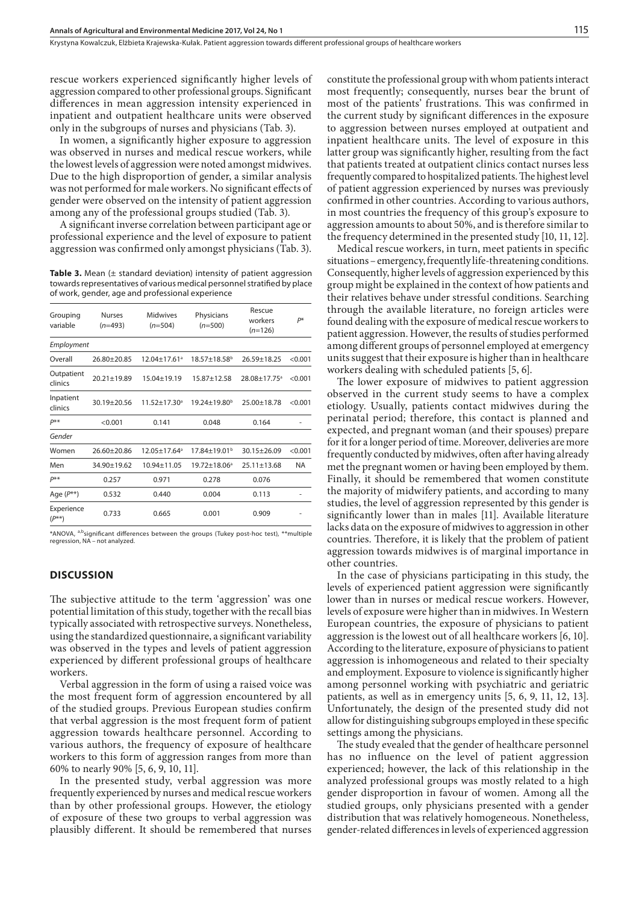rescue workers experienced significantly higher levels of aggression compared to other professional groups. Significant differences in mean aggression intensity experienced in inpatient and outpatient healthcare units were observed only in the subgroups of nurses and physicians (Tab. 3).

In women, a significantly higher exposure to aggression was observed in nurses and medical rescue workers, while the lowest levels of aggression were noted amongst midwives. Due to the high disproportion of gender, a similar analysis was not performed for male workers. No significant effects of gender were observed on the intensity of patient aggression among any of the professional groups studied (Tab. 3).

A significant inverse correlation between participant age or professional experience and the level of exposure to patient aggression was confirmed only amongst physicians (Tab. 3).

**Table 3.** Mean (± standard deviation) intensity of patient aggression towards representatives of various medical personnel stratified by place of work, gender, age and professional experience

| Grouping variable | Nurses (n=493) | Midwives (n=504) | Physicians (n=500) | Rescue workers (n=126) | P* |
|---|---|---|---|---|---|
| *Employment* | | | | | |
| Overall | 26.80±20.85 | 12.04±17.61[a] | 18.57±18.58[b] | 26.59±18.25 | <0.001 |
| Outpatient clinics | 20.21±19.89 | 15.04±19.19 | 15.87±12.58 | 28.08±17.75[a] | <0.001 |
| Inpatient clinics | 30.19±20.56 | 11.52±17.30[a] | 19.24±19.80[b] | 25.00±18.78 | <0.001 |
| P** | <0.001 | 0.141 | 0.048 | 0.164 | - |
| *Gender* | | | | | |
| Women | 26.60±20.86 | 12.05±17.64[a] | 17.84±19.01[b] | 30.15±26.09 | <0.001 |
| Men | 34.90±19.62 | 10.94±11.05 | 19.72±18.06[a] | 25.11±13.68 | NA |
| P** | 0.257 | 0.971 | 0.278 | 0.076 | |
| Age (P**) | 0.532 | 0.440 | 0.004 | 0.113 | - |
| Experience (P**) | 0.733 | 0.665 | 0.001 | 0.909 | - |

*ANOVA, [a,b]significant differences between the groups (Tukey post-hoc test), **multiple regression, NA – not analyzed.

## DISCUSSION

The subjective attitude to the term 'aggression' was one potential limitation of this study, together with the recall bias typically associated with retrospective surveys. Nonetheless, using the standardized questionnaire, a significant variability was observed in the types and levels of patient aggression experienced by different professional groups of healthcare workers.

Verbal aggression in the form of using a raised voice was the most frequent form of aggression encountered by all of the studied groups. Previous European studies confirm that verbal aggression is the most frequent form of patient aggression towards healthcare personnel. According to various authors, the frequency of exposure of healthcare workers to this form of aggression ranges from more than 60% to nearly 90% [5, 6, 9, 10, 11].

In the presented study, verbal aggression was more frequently experienced by nurses and medical rescue workers than by other professional groups. However, the etiology of exposure of these two groups to verbal aggression was plausibly different. It should be remembered that nurses constitute the professional group with whom patients interact most frequently; consequently, nurses bear the brunt of most of the patients' frustrations. This was confirmed in the current study by significant differences in the exposure to aggression between nurses employed at outpatient and inpatient healthcare units. The level of exposure in this latter group was significantly higher, resulting from the fact that patients treated at outpatient clinics contact nurses less frequently compared to hospitalized patients. The highest level of patient aggression experienced by nurses was previously confirmed in other countries. According to various authors, in most countries the frequency of this group's exposure to aggression amounts to about 50%, and is therefore similar to the frequency determined in the presented study [10, 11, 12].

Medical rescue workers, in turn, meet patients in specific situations – emergency, frequently life-threatening conditions. Consequently, higher levels of aggression experienced by this group might be explained in the context of how patients and their relatives behave under stressful conditions. Searching through the available literature, no foreign articles were found dealing with the exposure of medical rescue workers to patient aggression. However, the results of studies performed among different groups of personnel employed at emergency units suggest that their exposure is higher than in healthcare workers dealing with scheduled patients [5, 6].

The lower exposure of midwives to patient aggression observed in the current study seems to have a complex etiology. Usually, patients contact midwives during the perinatal period; therefore, this contact is planned and expected, and pregnant woman (and their spouses) prepare for it for a longer period of time. Moreover, deliveries are more frequently conducted by midwives, often after having already met the pregnant women or having been employed by them. Finally, it should be remembered that women constitute the majority of midwifery patients, and according to many studies, the level of aggression represented by this gender is significantly lower than in males [11]. Available literature lacks data on the exposure of midwives to aggression in other countries. Therefore, it is likely that the problem of patient aggression towards midwives is of marginal importance in other countries.

In the case of physicians participating in this study, the levels of experienced patient aggression were significantly lower than in nurses or medical rescue workers. However, levels of exposure were higher than in midwives. In Western European countries, the exposure of physicians to patient aggression is the lowest out of all healthcare workers [6, 10]. According to the literature, exposure of physicians to patient aggression is inhomogeneous and related to their specialty and employment. Exposure to violence is significantly higher among personnel working with psychiatric and geriatric patients, as well as in emergency units [5, 6, 9, 11, 12, 13]. Unfortunately, the design of the presented study did not allow for distinguishing subgroups employed in these specific settings among the physicians.

The study evealed that the gender of healthcare personnel has no influence on the level of patient aggression experienced; however, the lack of this relationship in the analyzed professional groups was mostly related to a high gender disproportion in favour of women. Among all the studied groups, only physicians presented with a gender distribution that was relatively homogeneous. Nonetheless, gender-related differences in levels of experienced aggression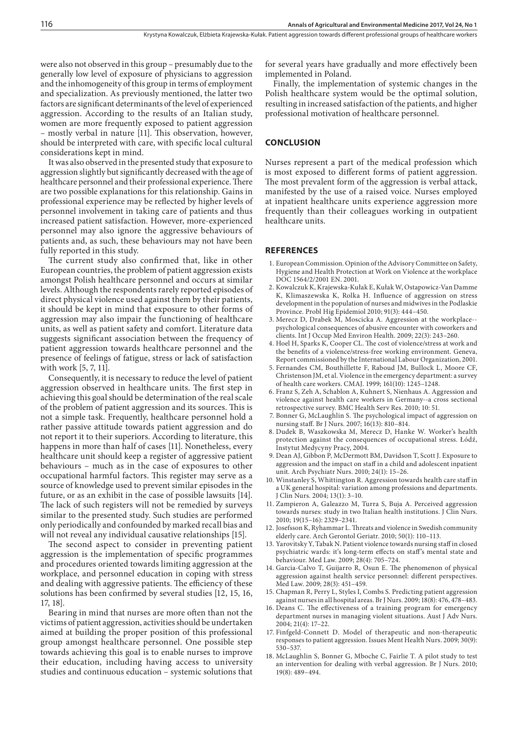were also not observed in this group – presumably due to the generally low level of exposure of physicians to aggression and the inhomogeneity of this group in terms of employment and specialization. As previously mentioned, the latter two factors are significant determinants of the level of experienced aggression. According to the results of an Italian study, women are more frequently exposed to patient aggression – mostly verbal in nature [11]. This observation, however, should be interpreted with care, with specific local cultural considerations kept in mind.

It was also observed in the presented study that exposure to aggression slightly but significantly decreased with the age of healthcare personnel and their professional experience. There are two possible explanations for this relationship. Gains in professional experience may be reflected by higher levels of personnel involvement in taking care of patients and thus increased patient satisfaction. However, more-experienced personnel may also ignore the aggressive behaviours of patients and, as such, these behaviours may not have been fully reported in this study.

The current study also confirmed that, like in other European countries, the problem of patient aggression exists amongst Polish healthcare personnel and occurs at similar levels. Although the respondents rarely reported episodes of direct physical violence used against them by their patients, it should be kept in mind that exposure to other forms of aggression may also impair the functioning of healthcare units, as well as patient safety and comfort. Literature data suggests significant association between the frequency of patient aggression towards healthcare personnel and the presence of feelings of fatigue, stress or lack of satisfaction with work [5, 7, 11].

Consequently, it is necessary to reduce the level of patient aggression observed in healthcare units. The first step in achieving this goal should be determination of the real scale of the problem of patient aggression and its sources. This is not a simple task. Frequently, healthcare personnel hold a rather passive attitude towards patient aggression and do not report it to their superiors. According to literature, this happens in more than half of cases [11]. Nonetheless, every healthcare unit should keep a register of aggressive patient behaviours – much as in the case of exposures to other occupational harmful factors. This register may serve as a source of knowledge used to prevent similar episodes in the future, or as an exhibit in the case of possible lawsuits [14]. The lack of such registers will not be remedied by surveys similar to the presented study. Such studies are performed only periodically and confounded by marked recall bias and will not reveal any individual causative relationships [15].

The second aspect to consider in preventing patient aggression is the implementation of specific programmes and procedures oriented towards limiting aggression at the workplace, and personnel education in coping with stress and dealing with aggressive patients. The efficiency of these solutions has been confirmed by several studies [12, 15, 16, 17, 18].

Bearing in mind that nurses are more often than not the victims of patient aggression, activities should be undertaken aimed at building the proper position of this professional group amongst healthcare personnel. One possible step towards achieving this goal is to enable nurses to improve their education, including having access to university studies and continuous education – systemic solutions that for several years have gradually and more effectively been implemented in Poland.

Finally, the implementation of systemic changes in the Polish healthcare system would be the optimal solution, resulting in increased satisfaction of the patients, and higher professional motivation of healthcare personnel.

## CONCLUSION

Nurses represent a part of the medical profession which is most exposed to different forms of patient aggression. The most prevalent form of the aggression is verbal attack, manifested by the use of a raised voice. Nurses employed at inpatient healthcare units experience aggression more frequently than their colleagues working in outpatient healthcare units.

## REFERENCES

1. European Commission. Opinion of the Advisory Committee on Safety, Hygiene and Health Protection at Work on Violence at the workplace DOC 1564/2/2001 EN. 2001.
2. Kowalczuk K, Krajewska-Kułak E, Kułak W, Ostapowicz-Van Damme K, Klimaszewska K, Rolka H. Influence of aggression on stress development in the population of nurses and midwives in the Podlaskie Province. Probl Hig Epidemiol 2010; 91(3): 444–450.
3. Merecz D, Drabek M, Moscicka A. Aggression at the workplace--psychological consequences of abusive encounter with coworkers and clients. Int J Occup Med Environ Health. 2009; 22(3): 243–260.
4. Hoel H, Sparks K, Cooper CL. The cost of violence/stress at work and the benefits of a violence/stress-free working environment. Geneva, Report commissioned by the International Labour Organization, 2001.
5. Fernandes CM, Bouthillette F, Raboud JM, Bullock L, Moore CF, Christenson JM, et al. Violence in the emergency department: a survey of health care workers. CMAJ. 1999; 161(10): 1245–1248.
6. Franz S, Zeh A, Schablon A, Kuhnert S, Nienhaus A. Aggression and violence against health care workers in Germany--a cross sectional retrospective survey. BMC Health Serv Res. 2010; 10: 51.
7. Bonner G, McLaughlin S. The psychological impact of aggression on nursing staff. Br J Nurs. 2007; 16(13): 810–814.
8. Dudek B, Waszkowska M, Merecz D, Hanke W. Worker's health protection against the consequences of occupational stress. Łódź, Instytut Medycyny Pracy, 2004.
9. Dean AJ, Gibbon P, McDermott BM, Davidson T, Scott J. Exposure to aggression and the impact on staff in a child and adolescent inpatient unit. Arch Psychiatr Nurs. 2010; 24(1): 15–26.
10. Winstanley S, Whittington R. Aggression towards health care staff in a UK general hospital: variation among professions and departments. J Clin Nurs. 2004; 13(1): 3–10.
11. Zampieron A, Galeazzo M, Turra S, Buja A. Perceived aggression towards nurses: study in two Italian health institutions. J Clin Nurs. 2010; 19(15–16): 2329–2341.
12. Josefsson K, Ryhammar L. Threats and violence in Swedish community elderly care. Arch Gerontol Geriatr. 2010; 50(1): 110–113.
13. Yarovitsky Y, Tabak N. Patient violence towards nursing staff in closed psychiatric wards: it's long-term effects on staff's mental state and behaviour. Med Law. 2009; 28(4): 705–724.
14. Garcia-Calvo T, Guijarro R, Osun E. The phenomenon of physical aggression against health service personnel: different perspectives. Med Law. 2009; 28(3): 451–459.
15. Chapman R, Perry L, Styles I, Combs S. Predicting patient aggression against nurses in all hospital areas. Br J Nurs. 2009; 18(8): 476, 478–483.
16. Deans C. The effectiveness of a training program for emergency department nurses in managing violent situations. Aust J Adv Nurs. 2004; 21(4): 17–22.
17. Finfgeld-Connett D. Model of therapeutic and non-therapeutic responses to patient aggression. Issues Ment Health Nurs. 2009; 30(9): 530–537.
18. McLaughlin S, Bonner G, Mboche C, Fairlie T. A pilot study to test an intervention for dealing with verbal aggression. Br J Nurs. 2010; 19(8): 489–494.